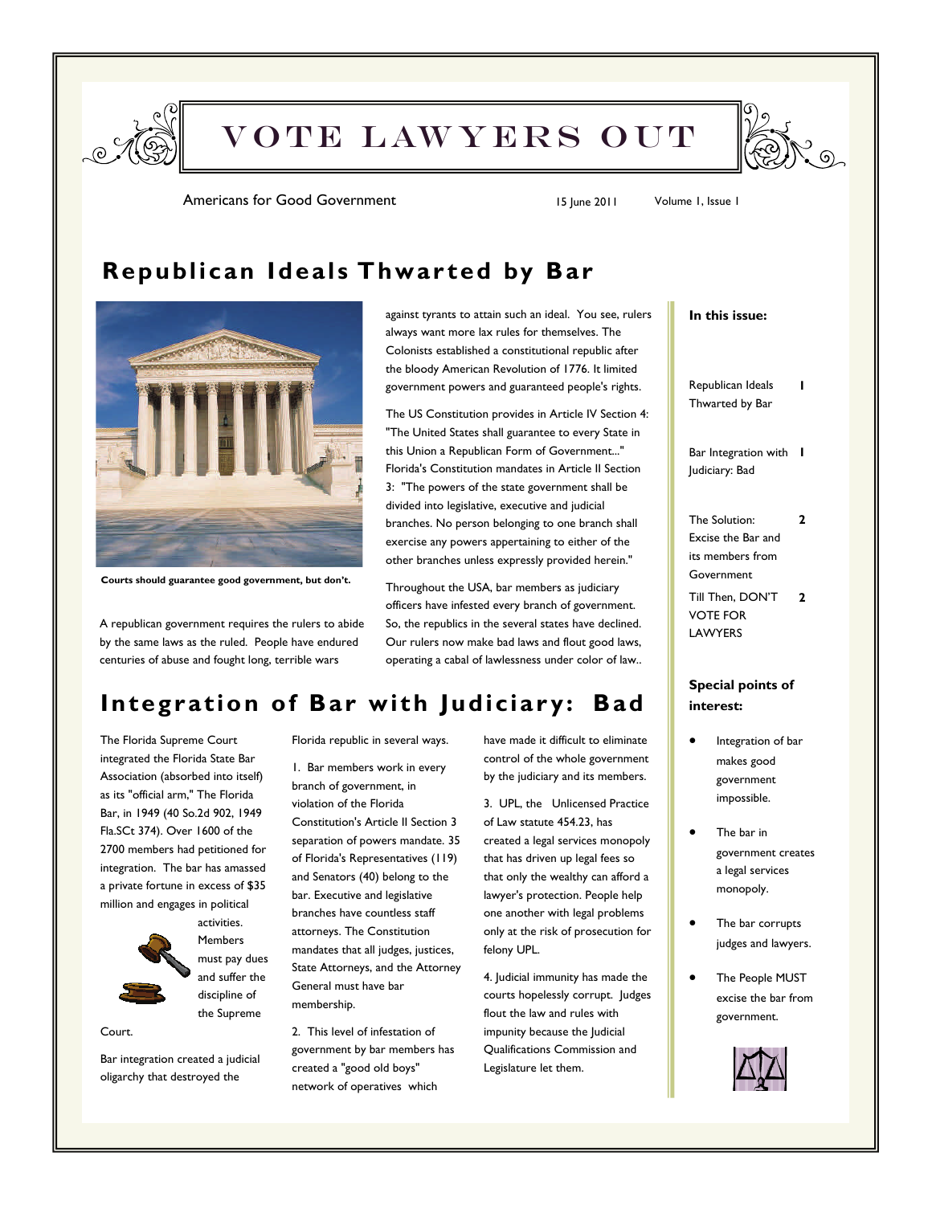# VOTE LAWYERS OUT

Americans for Good Government

15 June 2011 Volume 1, Issue 1

## Republican Ideals Thwarted by Bar

Courts should guarantee good government, but don't.

A republican government requires the rulers to abide by the same laws as the ruled. People have endured centuries of abuse and fought long, terrible wars against tyrants to attain such an ideal. You see, rulers always want more lax rules for themselves. The Colonists established a constitutional republic after the bloody American Revolution of 1776. It limited government powers and guaranteed people's rights.

The US Constitution provides in Article IV Section 4: "The United States shall guarantee to every State in this Union a Republican Form of Government..." Florida's Constitution mandates in Article II Section 3: "The powers of the state government shall be divided into legislative, executive and judicial branches. No person belonging to one branch shall exercise any powers appertaining to either of the other branches unless expressly provided herein."

Throughout the USA, bar members as judiciary officers have infested every branch of government. So, the republics in the several states have declined. Our rulers now make bad laws and flout good laws, operating a cabal of lawlessness under color of law..

## Integration of Bar with Judiciary: Bad

The Florida Supreme Court integrated the Florida State Bar Association (absorbed into itself) as its "official arm," The Florida Bar, in 1949 (40 So.2d 902, 1949 Fla.SCt 374). Over 1600 of the 2700 members had petitioned for integration. The bar has amassed a private fortune in excess of $35 million and engages in political activities. Members must pay dues and suffer the discipline of the Supreme Court.

Bar integration created a judicial oligarchy that destroyed the Florida republic in several ways.

1. Bar members work in every branch of government, in violation of the Florida Constitution's Article II Section 3 separation of powers mandate. 35 of Florida's Representatives (119) and Senators (40) belong to the bar. Executive and legislative branches have countless staff attorneys. The Constitution mandates that all judges, justices, State Attorneys, and the Attorney General must have bar membership.

2. This level of infestation of government by bar members has created a "good old boys" network of operatives which have made it difficult to eliminate control of the whole government by the judiciary and its members.

3. UPL, the Unlicensed Practice of Law statute 454.23, has created a legal services monopoly that has driven up legal fees so that only the wealthy can afford a lawyer's protection. People help one another with legal problems only at the risk of prosecution for felony UPL.

4. Judicial immunity has made the courts hopelessly corrupt. Judges flout the law and rules with impunity because the Judicial Qualifications Commission and Legislature let them.

**In this issue:**

| | |
|---|---|
| Republican Ideals Thwarted by Bar | 1 |
| Bar Integration with Judiciary: Bad | 1 |
| The Solution: Excise the Bar and its members from Government | 2 |
| Till Then, DON'T VOTE FOR LAWYERS | 2 |

**Special points of interest:**

- Integration of bar makes good government impossible.
- The bar in government creates a legal services monopoly.
- The bar corrupts judges and lawyers.
- The People MUST excise the bar from government.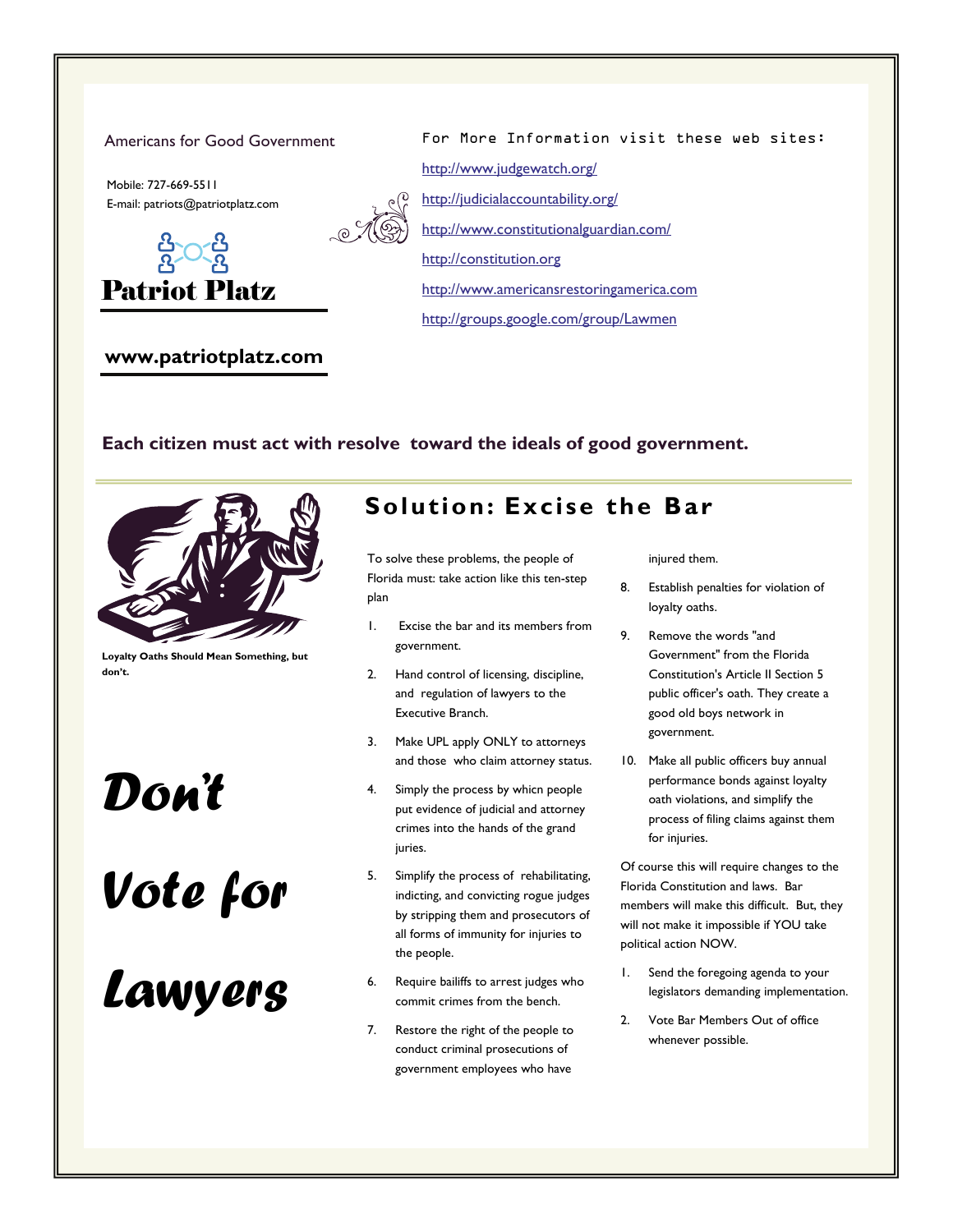Americans for Good Government

Mobile: 727-669-5511
E-mail: patriots@patriotplatz.com

**Patriot Platz**

**www.patriotplatz.com**

For More Information visit these web sites:

http://www.judgewatch.org/

http://judicialaccountability.org/

http://www.constitutionalguardian.com/

http://constitution.org

http://www.americansrestoringamerica.com

http://groups.google.com/group/Lawmen

**Each citizen must act with resolve toward the ideals of good government.**

**Loyalty Oaths Should Mean Something, but don't.**

***Don't Vote for Lawyers***

## Solution: Excise the Bar

To solve these problems, the people of Florida must: take action like this ten-step plan

1. Excise the bar and its members from government.
2. Hand control of licensing, discipline, and regulation of lawyers to the Executive Branch.
3. Make UPL apply ONLY to attorneys and those who claim attorney status.
4. Simply the process by whicn people put evidence of judicial and attorney crimes into the hands of the grand juries.
5. Simplify the process of rehabilitating, indicting, and convicting rogue judges by stripping them and prosecutors of all forms of immunity for injuries to the people.
6. Require bailiffs to arrest judges who commit crimes from the bench.
7. Restore the right of the people to conduct criminal prosecutions of government employees who have injured them.
8. Establish penalties for violation of loyalty oaths.
9. Remove the words "and Government" from the Florida Constitution's Article II Section 5 public officer's oath. They create a good old boys network in government.
10. Make all public officers buy annual performance bonds against loyalty oath violations, and simplify the process of filing claims against them for injuries.

Of course this will require changes to the Florida Constitution and laws. Bar members will make this difficult. But, they will not make it impossible if YOU take political action NOW.

1. Send the foregoing agenda to your legislators demanding implementation.
2. Vote Bar Members Out of office whenever possible.